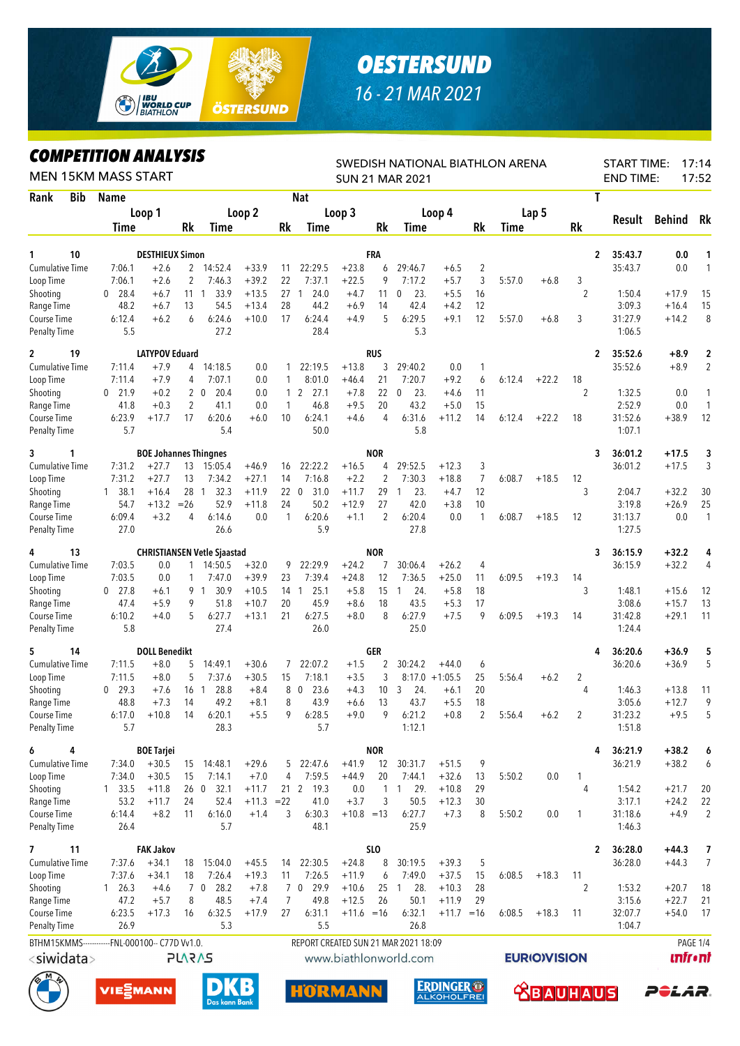# OESTERSUND

16 - 21 MAR 2021

## COMPETITION ANALYSIS

MEN 15KM MASS START

SWEDISH NATIONAL BIATHLON ARENA
SUN 21 MAR 2021

START TIME: 17:14
END TIME: 17:52

| Rank | Bib | Name | | | | | | Nat | | | | | | | | T | Result | Behind | Rk |
|---|---|---|---|---|---|---|---|---|---|---|---|---|---|---|---|---|---|---|---|
| | | Loop 1 | | | Loop 2 | | | Loop 3 | | | Loop 4 | | | Lap 5 | | | | | |
| | | Time | | Rk | Time | | Rk | Time | | Rk | Time | | Rk | Time | | Rk | | | |
| **1** | **10** | **DESTHIEUX Simon** | | | | | | **FRA** | | | | | | | | **2** | **35:43.7** | **0.0** | **1** |
| Cumulative Time | | 7:06.1 | +2.6 | 2 | 14:52.4 | +33.9 | 11 | 22:29.5 | +23.8 | 6 | 29:46.7 | +6.5 | 2 | | | | 35:43.7 | 0.0 | 1 |
| Loop Time | | 7:06.1 | +2.6 | 2 | 7:46.3 | +39.2 | 22 | 7:37.1 | +22.5 | 9 | 7:17.2 | +5.7 | 3 | 5:57.0 | +6.8 | 3 | | | |
| Shooting | | 0 28.4 | +6.7 | 11 | 1 33.9 | +13.5 | 27 | 1 24.0 | +4.7 | 11 | 0 23. | +5.5 | 16 | | | 2 | 1:50.4 | +17.9 | 15 |
| Range Time | | 48.2 | +6.7 | 13 | 54.5 | +13.4 | 28 | 44.2 | +6.9 | 14 | 42.4 | +4.2 | 12 | | | | 3:09.3 | +16.4 | 15 |
| Course Time | | 6:12.4 | +6.2 | 6 | 6:24.6 | +10.0 | 17 | 6:24.4 | +4.9 | 5 | 6:29.5 | +9.1 | 12 | 5:57.0 | +6.8 | 3 | 31:27.9 | +14.2 | 8 |
| Penalty Time | | 5.5 | | | 27.2 | | | 28.4 | | | 5.3 | | | | | | 1:06.5 | | |
| **2** | **19** | **LATYPOV Eduard** | | | | | | **RUS** | | | | | | | | **2** | **35:52.6** | **+8.9** | **2** |
| Cumulative Time | | 7:11.4 | +7.9 | 4 | 14:18.5 | 0.0 | 1 | 22:19.5 | +13.8 | 3 | 29:40.2 | 0.0 | 1 | | | | 35:52.6 | +8.9 | 2 |
| Loop Time | | 7:11.4 | +7.9 | 4 | 7:07.1 | 0.0 | 1 | 8:01.0 | +46.4 | 21 | 7:20.7 | +9.2 | 6 | 6:12.4 | +22.2 | 18 | | | |
| Shooting | | 0 21.9 | +0.2 | 2 | 0 20.4 | 0.0 | 1 | 2 27.1 | +7.8 | 22 | 0 23. | +4.6 | 11 | | | 2 | 1:32.5 | 0.0 | 1 |
| Range Time | | 41.8 | +0.3 | 2 | 41.1 | 0.0 | 1 | 46.8 | +9.5 | 20 | 43.2 | +5.0 | 15 | | | | 2:52.9 | 0.0 | 1 |
| Course Time | | 6:23.9 | +17.7 | 17 | 6:20.6 | +6.0 | 10 | 6:24.1 | +4.6 | 4 | 6:31.6 | +11.2 | 14 | 6:12.4 | +22.2 | 18 | 31:52.6 | +38.9 | 12 |
| Penalty Time | | 5.7 | | | 5.4 | | | 50.0 | | | 5.8 | | | | | | 1:07.1 | | |
| **3** | **1** | **BOE Johannes Thingnes** | | | | | | **NOR** | | | | | | | | **3** | **36:01.2** | **+17.5** | **3** |
| Cumulative Time | | 7:31.2 | +27.7 | 13 | 15:05.4 | +46.9 | 16 | 22:22.2 | +16.5 | 4 | 29:52.5 | +12.3 | 3 | | | | 36:01.2 | +17.5 | 3 |
| Loop Time | | 7:31.2 | +27.7 | 13 | 7:34.2 | +27.1 | 14 | 7:16.8 | +2.2 | 2 | 7:30.3 | +18.8 | 7 | 6:08.7 | +18.5 | 12 | | | |
| Shooting | | 1 38.1 | +16.4 | 28 | 1 32.3 | +11.9 | 22 | 0 31.0 | +11.7 | 29 | 1 23. | +4.7 | 12 | | | 3 | 2:04.7 | +32.2 | 30 |
| Range Time | | 54.7 | +13.2 | =26 | 52.9 | +11.8 | 24 | 50.2 | +12.9 | 27 | 42.0 | +3.8 | 10 | | | | 3:19.8 | +26.9 | 25 |
| Course Time | | 6:09.4 | +3.2 | 4 | 6:14.6 | 0.0 | 1 | 6:20.6 | +1.1 | 2 | 6:20.4 | 0.0 | 1 | 6:08.7 | +18.5 | 12 | 31:13.7 | 0.0 | 1 |
| Penalty Time | | 27.0 | | | 26.6 | | | 5.9 | | | 27.8 | | | | | | 1:27.5 | | |
| **4** | **13** | **CHRISTIANSEN Vetle Sjaastad** | | | | | | **NOR** | | | | | | | | **3** | **36:15.9** | **+32.2** | **4** |
| Cumulative Time | | 7:03.5 | 0.0 | 1 | 14:50.5 | +32.0 | 9 | 22:29.9 | +24.2 | 7 | 30:06.4 | +26.2 | 4 | | | | 36:15.9 | +32.2 | 4 |
| Loop Time | | 7:03.5 | 0.0 | 1 | 7:47.0 | +39.9 | 23 | 7:39.4 | +24.8 | 12 | 7:36.5 | +25.0 | 11 | 6:09.5 | +19.3 | 14 | | | |
| Shooting | | 0 27.8 | +6.1 | 9 | 1 30.9 | +10.5 | 14 | 1 25.1 | +5.8 | 15 | 1 24. | +5.8 | 18 | | | 3 | 1:48.1 | +15.6 | 12 |
| Range Time | | 47.4 | +5.9 | 9 | 51.8 | +10.7 | 20 | 45.9 | +8.6 | 18 | 43.5 | +5.3 | 17 | | | | 3:08.6 | +15.7 | 13 |
| Course Time | | 6:10.2 | +4.0 | 5 | 6:27.7 | +13.1 | 21 | 6:27.5 | +8.0 | 8 | 6:27.9 | +7.5 | 9 | 6:09.5 | +19.3 | 14 | 31:42.8 | +29.1 | 11 |
| Penalty Time | | 5.8 | | | 27.4 | | | 26.0 | | | 25.0 | | | | | | 1:24.4 | | |
| **5** | **14** | **DOLL Benedikt** | | | | | | **GER** | | | | | | | | **4** | **36:20.6** | **+36.9** | **5** |
| Cumulative Time | | 7:11.5 | +8.0 | 5 | 14:49.1 | +30.6 | 7 | 22:07.2 | +1.5 | 2 | 30:24.2 | +44.0 | 6 | | | | 36:20.6 | +36.9 | 5 |
| Loop Time | | 7:11.5 | +8.0 | 5 | 7:37.6 | +30.5 | 15 | 7:18.1 | +3.5 | 3 | 8:17.0 | +1:05.5 | 25 | 5:56.4 | +6.2 | 2 | | | |
| Shooting | | 0 29.3 | +7.6 | 16 | 1 28.8 | +8.4 | 8 | 0 23.6 | +4.3 | 10 | 3 24. | +6.1 | 20 | | | 4 | 1:46.3 | +13.8 | 11 |
| Range Time | | 48.8 | +7.3 | 14 | 49.2 | +8.1 | 8 | 43.9 | +6.6 | 13 | 43.7 | +5.5 | 18 | | | | 3:05.6 | +12.7 | 9 |
| Course Time | | 6:17.0 | +10.8 | 14 | 6:20.1 | +5.5 | 9 | 6:28.5 | +9.0 | 9 | 6:21.2 | +0.8 | 2 | 5:56.4 | +6.2 | 2 | 31:23.2 | +9.5 | 5 |
| Penalty Time | | 5.7 | | | 28.3 | | | 5.7 | | | 1:12.1 | | | | | | 1:51.8 | | |
| **6** | **4** | **BOE Tarjei** | | | | | | **NOR** | | | | | | | | **4** | **36:21.9** | **+38.2** | **6** |
| Cumulative Time | | 7:34.0 | +30.5 | 15 | 14:48.1 | +29.6 | 5 | 22:47.6 | +41.9 | 12 | 30:31.7 | +51.5 | 9 | | | | 36:21.9 | +38.2 | 6 |
| Loop Time | | 7:34.0 | +30.5 | 15 | 7:14.1 | +7.0 | 4 | 7:59.5 | +44.9 | 20 | 7:44.1 | +32.6 | 13 | 5:50.2 | 0.0 | 1 | | | |
| Shooting | | 1 33.5 | +11.8 | 26 | 0 32.1 | +11.7 | 21 | 2 19.3 | 0.0 | 1 | 1 29. | +10.8 | 29 | | | 4 | 1:54.2 | +21.7 | 20 |
| Range Time | | 53.2 | +11.7 | 24 | 52.4 | +11.3 | =22 | 41.0 | +3.7 | 3 | 50.5 | +12.3 | 30 | | | | 3:17.1 | +24.2 | 22 |
| Course Time | | 6:14.4 | +8.2 | 11 | 6:16.0 | +1.4 | 3 | 6:30.3 | +10.8 | =13 | 6:27.7 | +7.3 | 8 | 5:50.2 | 0.0 | 1 | 31:18.6 | +4.9 | 2 |
| Penalty Time | | 26.4 | | | 5.7 | | | 48.1 | | | 25.9 | | | | | | 1:46.3 | | |
| **7** | **11** | **FAK Jakov** | | | | | | **SLO** | | | | | | | | **2** | **36:28.0** | **+44.3** | **7** |
| Cumulative Time | | 7:37.6 | +34.1 | 18 | 15:04.0 | +45.5 | 14 | 22:30.5 | +24.8 | 8 | 30:19.5 | +39.3 | 5 | | | | 36:28.0 | +44.3 | 7 |
| Loop Time | | 7:37.6 | +34.1 | 18 | 7:26.4 | +19.3 | 11 | 7:26.5 | +11.9 | 6 | 7:49.0 | +37.5 | 15 | 6:08.5 | +18.3 | 11 | | | |
| Shooting | | 1 26.3 | +4.6 | 7 | 0 28.2 | +7.8 | 7 | 0 29.9 | +10.6 | 25 | 1 28. | +10.3 | 28 | | | 2 | 1:53.2 | +20.7 | 18 |
| Range Time | | 47.2 | +5.7 | 8 | 48.5 | +7.4 | 7 | 49.8 | +12.5 | 26 | 50.1 | +11.9 | 29 | | | | 3:15.6 | +22.7 | 21 |
| Course Time | | 6:23.5 | +17.3 | 16 | 6:32.5 | +17.9 | 27 | 6:31.1 | +11.6 | =16 | 6:32.1 | +11.7 | =16 | 6:08.5 | +18.3 | 11 | 32:07.7 | +54.0 | 17 |
| Penalty Time | | 26.9 | | | 5.3 | | | 5.5 | | | 26.8 | | | | | | 1:04.7 | | |

BTHM15KMMS-----------FNL-000100-- C77D Vv1.0.     REPORT CREATED SUN 21 MAR 2021 18:09

www.biathlonworld.com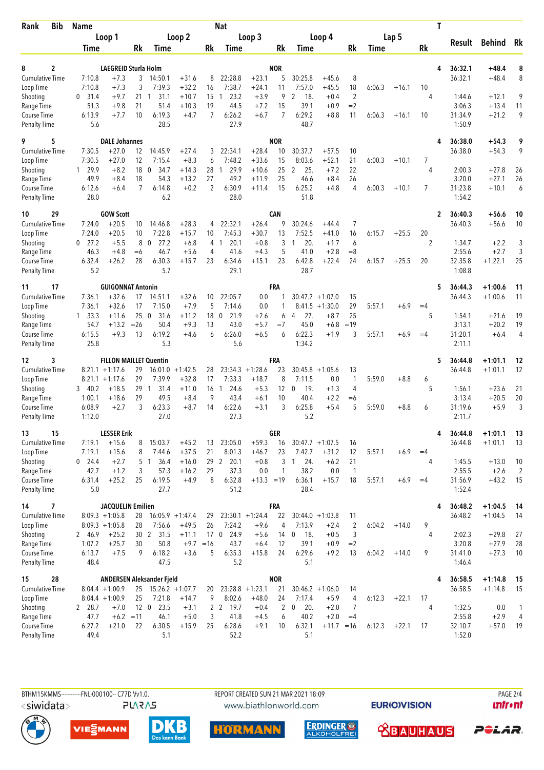| Rank | Bib | Name | | | | | Nat | | | | | | | | | T | Result | Behind | Rk |
|---|---|---|---|---|---|---|---|---|---|---|---|---|---|---|---|---|---|---|---|
| | | Loop 1 | | | Loop 2 | | | Loop 3 | | | Loop 4 | | | Lap 5 | | | | | |
| | | Time | | Rk | Time | | Rk | Time | | Rk | Time | | Rk | Time | | Rk | | | |
| 8 | 2 | LAEGREID Sturla Holm | | | | | NOR | | | | | | | | | 4 | 36:32.1 | +48.4 | 8 |
| Cumulative Time | | 7:10.8 | +7.3 | 3 | 14:50.1 | +31.6 | 8 | 22:28.8 | +23.1 | 5 | 30:25.8 | +45.6 | 8 | | | | 36:32.1 | +48.4 | 8 |
| Loop Time | | 7:10.8 | +7.3 | 3 | 7:39.3 | +32.2 | 16 | 7:38.7 | +24.1 | 11 | 7:57.0 | +45.5 | 18 | 6:06.3 | +16.1 | 10 | | | |
| Shooting | | 0 31.4 | +9.7 | 21 | 1 31.1 | +10.7 | 15 | 1 23.2 | +3.9 | 9 | 2 18. | +0.4 | 2 | | | 4 | 1:44.6 | +12.1 | 9 |
| Range Time | | 51.3 | +9.8 | 21 | 51.4 | +10.3 | 19 | 44.5 | +7.2 | 15 | 39.1 | +0.9 | =2 | | | | 3:06.3 | +13.4 | 11 |
| Course Time | | 6:13.9 | +7.7 | 10 | 6:19.3 | +4.7 | 7 | 6:26.2 | +6.7 | 7 | 6:29.2 | +8.8 | 11 | 6:06.3 | +16.1 | 10 | 31:34.9 | +21.2 | 9 |
| Penalty Time | | 5.6 | | | 28.5 | | | 27.9 | | | 48.7 | | | | | | 1:50.9 | | |
| 9 | 5 | DALE Johannes | | | | | NOR | | | | | | | | | 4 | 36:38.0 | +54.3 | 9 |
| Cumulative Time | | 7:30.5 | +27.0 | 12 | 14:45.9 | +27.4 | 3 | 22:34.1 | +28.4 | 10 | 30:37.7 | +57.5 | 10 | | | | 36:38.0 | +54.3 | 9 |
| Loop Time | | 7:30.5 | +27.0 | 12 | 7:15.4 | +8.3 | 6 | 7:48.2 | +33.6 | 15 | 8:03.6 | +52.1 | 21 | 6:00.3 | +10.1 | 7 | | | |
| Shooting | | 1 29.9 | +8.2 | 18 | 0 34.7 | +14.3 | 28 | 1 29.9 | +10.6 | 25 | 2 25. | +7.2 | 22 | | | 4 | 2:00.3 | +27.8 | 26 |
| Range Time | | 49.9 | +8.4 | 18 | 54.3 | +13.2 | 27 | 49.2 | +11.9 | 25 | 46.6 | +8.4 | 26 | | | | 3:20.0 | +27.1 | 26 |
| Course Time | | 6:12.6 | +6.4 | 7 | 6:14.8 | +0.2 | 2 | 6:30.9 | +11.4 | 15 | 6:25.2 | +4.8 | 4 | 6:00.3 | +10.1 | 7 | 31:23.8 | +10.1 | 6 |
| Penalty Time | | 28.0 | | | 6.2 | | | 28.0 | | | 51.8 | | | | | | 1:54.2 | | |
| 10 | 29 | GOW Scott | | | | | CAN | | | | | | | | | 2 | 36:40.3 | +56.6 | 10 |
| Cumulative Time | | 7:24.0 | +20.5 | 10 | 14:46.8 | +28.3 | 4 | 22:32.1 | +26.4 | 9 | 30:24.6 | +44.4 | 7 | | | | 36:40.3 | +56.6 | 10 |
| Loop Time | | 7:24.0 | +20.5 | 10 | 7:22.8 | +15.7 | 10 | 7:45.3 | +30.7 | 13 | 7:52.5 | +41.0 | 16 | 6:15.7 | +25.5 | 20 | | | |
| Shooting | | 0 27.2 | +5.5 | 8 | 0 27.2 | +6.8 | 4 | 1 20.1 | +0.8 | 3 | 1 20. | +1.7 | 6 | | | 2 | 1:34.7 | +2.2 | 3 |
| Range Time | | 46.3 | +4.8 | =6 | 46.7 | +5.6 | 4 | 41.6 | +4.3 | 5 | 41.0 | +2.8 | =8 | | | | 2:55.6 | +2.7 | 3 |
| Course Time | | 6:32.4 | +26.2 | 28 | 6:30.3 | +15.7 | 23 | 6:34.6 | +15.1 | 23 | 6:42.8 | +22.4 | 24 | 6:15.7 | +25.5 | 20 | 32:35.8 | +1:22.1 | 25 |
| Penalty Time | | 5.2 | | | 5.7 | | | 29.1 | | | 28.7 | | | | | | 1:08.8 | | |
| 11 | 17 | GUIGONNAT Antonin | | | | | FRA | | | | | | | | | 5 | 36:44.3 | +1:00.6 | 11 |
| Cumulative Time | | 7:36.1 | +32.6 | 17 | 14:51.1 | +32.6 | 10 | 22:05.7 | 0.0 | 1 | 30:47.2 | +1:07.0 | 15 | | | | 36:44.3 | +1:00.6 | 11 |
| Loop Time | | 7:36.1 | +32.6 | 17 | 7:15.0 | +7.9 | 5 | 7:14.6 | 0.0 | 1 | 8:41.5 | +1:30.0 | 29 | 5:57.1 | +6.9 | =4 | | | |
| Shooting | | 1 33.3 | +11.6 | 25 | 0 31.6 | +11.2 | 18 | 0 21.9 | +2.6 | 6 | 4 27. | +8.7 | 25 | | | 5 | 1:54.1 | +21.6 | 19 |
| Range Time | | 54.7 | +13.2 | =26 | 50.4 | +9.3 | 13 | 43.0 | +5.7 | =7 | 45.0 | +6.8 | =19 | | | | 3:13.1 | +20.2 | 19 |
| Course Time | | 6:15.5 | +9.3 | 13 | 6:19.2 | +4.6 | 6 | 6:26.0 | +6.5 | 6 | 6:22.3 | +1.9 | 3 | 5:57.1 | +6.9 | =4 | 31:20.1 | +6.4 | 4 |
| Penalty Time | | 25.8 | | | 5.3 | | | 5.6 | | | 1:34.2 | | | | | | 2:11.1 | | |
| 12 | 3 | FILLON MAILLET Quentin | | | | | FRA | | | | | | | | | 5 | 36:44.8 | +1:01.1 | 12 |
| Cumulative Time | | 8:21.1 | +1:17.6 | 29 | 16:01.0 | +1:42.5 | 28 | 23:34.3 | +1:28.6 | 23 | 30:45.8 | +1:05.6 | 13 | | | | 36:44.8 | +1:01.1 | 12 |
| Loop Time | | 8:21.1 | +1:17.6 | 29 | 7:39.9 | +32.8 | 17 | 7:33.3 | +18.7 | 8 | 7:11.5 | 0.0 | 1 | 5:59.0 | +8.8 | 6 | | | |
| Shooting | | 3 40.2 | +18.5 | 29 | 1 31.4 | +11.0 | 16 | 1 24.6 | +5.3 | 12 | 0 19. | +1.3 | 4 | | | 5 | 1:56.1 | +23.6 | 21 |
| Range Time | | 1:00.1 | +18.6 | 29 | 49.5 | +8.4 | 9 | 43.4 | +6.1 | 10 | 40.4 | +2.2 | =6 | | | | 3:13.4 | +20.5 | 20 |
| Course Time | | 6:08.9 | +2.7 | 3 | 6:23.3 | +8.7 | 14 | 6:22.6 | +3.1 | 3 | 6:25.8 | +5.4 | 5 | 5:59.0 | +8.8 | 6 | 31:19.6 | +5.9 | 3 |
| Penalty Time | | 1:12.0 | | | 27.0 | | | 27.3 | | | 5.2 | | | | | | 2:11.7 | | |
| 13 | 15 | LESSER Erik | | | | | GER | | | | | | | | | 4 | 36:44.8 | +1:01.1 | 13 |
| Cumulative Time | | 7:19.1 | +15.6 | 8 | 15:03.7 | +45.2 | 13 | 23:05.0 | +59.3 | 16 | 30:47.7 | +1:07.5 | 16 | | | | 36:44.8 | +1:01.1 | 13 |
| Loop Time | | 7:19.1 | +15.6 | 8 | 7:44.6 | +37.5 | 21 | 8:01.3 | +46.7 | 23 | 7:42.7 | +31.2 | 12 | 5:57.1 | +6.9 | =4 | | | |
| Shooting | | 0 24.4 | +2.7 | 5 | 1 36.4 | +16.0 | 29 | 2 20.1 | +0.8 | 3 | 1 24. | +6.2 | 21 | | | 4 | 1:45.5 | +13.0 | 10 |
| Range Time | | 42.7 | +1.2 | 3 | 57.3 | +16.2 | 29 | 37.3 | 0.0 | 1 | 38.2 | 0.0 | 1 | | | | 2:55.5 | +2.6 | 2 |
| Course Time | | 6:31.4 | +25.2 | 25 | 6:19.5 | +4.9 | 8 | 6:32.8 | +13.3 | =19 | 6:36.1 | +15.7 | 18 | 5:57.1 | +6.9 | =4 | 31:56.9 | +43.2 | 15 |
| Penalty Time | | 5.0 | | | 27.7 | | | 51.2 | | | 28.4 | | | | | | 1:52.4 | | |
| 14 | 7 | JACQUELIN Emilien | | | | | FRA | | | | | | | | | 4 | 36:48.2 | +1:04.5 | 14 |
| Cumulative Time | | 8:09.3 | +1:05.8 | 28 | 16:05.9 | +1:47.4 | 29 | 23:30.1 | +1:24.4 | 22 | 30:44.0 | +1:03.8 | 11 | | | | 36:48.2 | +1:04.5 | 14 |
| Loop Time | | 8:09.3 | +1:05.8 | 28 | 7:56.6 | +49.5 | 26 | 7:24.2 | +9.6 | 4 | 7:13.9 | +2.4 | 2 | 6:04.2 | +14.0 | 9 | | | |
| Shooting | | 2 46.9 | +25.2 | 30 | 2 31.5 | +11.1 | 17 | 0 24.9 | +5.6 | 14 | 0 18. | +0.5 | 3 | | | 4 | 2:02.3 | +29.8 | 27 |
| Range Time | | 1:07.2 | +25.7 | 30 | 50.8 | +9.7 | =16 | 43.7 | +6.4 | 12 | 39.1 | +0.9 | =2 | | | | 3:20.8 | +27.9 | 28 |
| Course Time | | 6:13.7 | +7.5 | 9 | 6:18.2 | +3.6 | 5 | 6:35.3 | +15.8 | 24 | 6:29.6 | +9.2 | 13 | 6:04.2 | +14.0 | 9 | 31:41.0 | +27.3 | 10 |
| Penalty Time | | 48.4 | | | 47.5 | | | 5.2 | | | 5.1 | | | | | | 1:46.4 | | |
| 15 | 28 | ANDERSEN Aleksander Fjeld | | | | | NOR | | | | | | | | | 4 | 36:58.5 | +1:14.8 | 15 |
| Cumulative Time | | 8:04.4 | +1:00.9 | 25 | 15:26.2 | +1:07.7 | 20 | 23:28.8 | +1:23.1 | 21 | 30:46.2 | +1:06.0 | 14 | | | | 36:58.5 | +1:14.8 | 15 |
| Loop Time | | 8:04.4 | +1:00.9 | 25 | 7:21.8 | +14.7 | 9 | 8:02.6 | +48.0 | 24 | 7:17.4 | +5.9 | 4 | 6:12.3 | +22.1 | 17 | | | |
| Shooting | | 2 28.7 | +7.0 | 12 | 0 23.5 | +3.1 | 2 | 2 19.7 | +0.4 | 2 | 0 20. | +2.0 | 7 | | | 4 | 1:32.5 | 0.0 | 1 |
| Range Time | | 47.7 | +6.2 | =11 | 46.1 | +5.0 | 3 | 41.8 | +4.5 | 6 | 40.2 | +2.0 | =4 | | | | 2:55.8 | +2.9 | 4 |
| Course Time | | 6:27.2 | +21.0 | 22 | 6:30.5 | +15.9 | 25 | 6:28.6 | +9.1 | 10 | 6:32.1 | +11.7 | =16 | 6:12.3 | +22.1 | 17 | 32:10.7 | +57.0 | 19 |
| Penalty Time | | 49.4 | | | 5.1 | | | 52.2 | | | 5.1 | | | | | | 1:52.0 | | |

BTHM15KMMS-----------FNL-000100-- C77D Vv1.0. REPORT CREATED SUN 21 MAR 2021 18:09 www.biathlonworld.com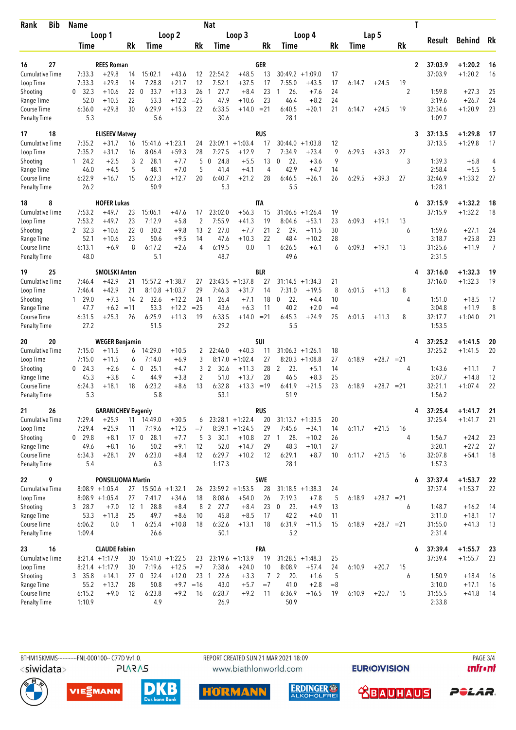| Rank | Bib | Name | | | | | Nat | | | | | | | | | T | Result | Behind | Rk |
|---|---|---|---|---|---|---|---|---|---|---|---|---|---|---|---|---|---|---|---|
| | | Loop 1 | | | Loop 2 | | | Loop 3 | | | Loop 4 | | | Lap 5 | | | | | |
| | | Time | | Rk | Time | | Rk | Time | | Rk | Time | | Rk | Time | | Rk | | | |
| 16 | 27 | REES Roman | | | | | GER | | | | | | | | | 2 | 37:03.9 | +1:20.2 | 16 |
| Cumulative Time | | 7:33.3 | +29.8 | 14 | 15:02.1 | +43.6 | 12 | 22:54.2 | +48.5 | 13 | 30:49.2 | +1:09.0 | 17 | | | | 37:03.9 | +1:20.2 | 16 |
| Loop Time | | 7:33.3 | +29.8 | 14 | 7:28.8 | +21.7 | 12 | 7:52.1 | +37.5 | 17 | 7:55.0 | +43.5 | 17 | 6:14.7 | +24.5 | 19 | | | |
| Shooting | | 0 32.3 | +10.6 | 22 | 0 33.7 | +13.3 | 26 | 1 27.7 | +8.4 | 23 | 1 26. | +7.6 | 24 | | | 2 | 1:59.8 | +27.3 | 25 |
| Range Time | | 52.0 | +10.5 | 22 | 53.3 | +12.2 | =25 | 47.9 | +10.6 | 23 | 46.4 | +8.2 | 24 | | | | 3:19.6 | +26.7 | 24 |
| Course Time | | 6:36.0 | +29.8 | 30 | 6:29.9 | +15.3 | 22 | 6:33.5 | +14.0 | =21 | 6:40.7 | +20.1 | 21 | 6:14.7 | +24.5 | 19 | 32:34.6 | +1:20.9 | 23 |
| Penalty Time | | 5.3 | | | 5.6 | | | 30.6 | | | 28.1 | | | | | | 1:09.7 | | |
| 17 | 18 | ELISEEV Matvey | | | | | RUS | | | | | | | | | 3 | 37:13.5 | +1:29.8 | 17 |
| Cumulative Time | | 7:35.2 | +31.7 | 16 | 15:41.6 | +1:23.1 | 24 | 23:09.1 | +1:03.4 | 17 | 30:44.0 | +1:03.8 | 12 | | | | 37:13.5 | +1:29.8 | 17 |
| Loop Time | | 7:35.2 | +31.7 | 16 | 8:06.4 | +59.3 | 28 | 7:27.5 | +12.9 | 7 | 7:34.9 | +23.4 | 9 | 6:29.5 | +39.3 | 27 | | | |
| Shooting | | 1 24.2 | +2.5 | 3 | 2 28.1 | +7.7 | 5 | 0 24.8 | +5.5 | 13 | 0 22. | +3.6 | 9 | | | 3 | 1:39.3 | +6.8 | 4 |
| Range Time | | 46.0 | +4.5 | 5 | 48.1 | +7.0 | 5 | 41.4 | +4.1 | 4 | 42.9 | +4.7 | 14 | | | | 2:58.4 | +5.5 | 5 |
| Course Time | | 6:22.9 | +16.7 | 15 | 6:27.3 | +12.7 | 20 | 6:40.7 | +21.2 | 28 | 6:46.5 | +26.1 | 26 | 6:29.5 | +39.3 | 27 | 32:46.9 | +1:33.2 | 27 |
| Penalty Time | | 26.2 | | | 50.9 | | | 5.3 | | | 5.5 | | | | | | 1:28.1 | | |
| 18 | 8 | HOFER Lukas | | | | | ITA | | | | | | | | | 6 | 37:15.9 | +1:32.2 | 18 |
| Cumulative Time | | 7:53.2 | +49.7 | 23 | 15:06.1 | +47.6 | 17 | 23:02.0 | +56.3 | 15 | 31:06.6 | +1:26.4 | 19 | | | | 37:15.9 | +1:32.2 | 18 |
| Loop Time | | 7:53.2 | +49.7 | 23 | 7:12.9 | +5.8 | 2 | 7:55.9 | +41.3 | 19 | 8:04.6 | +53.1 | 23 | 6:09.3 | +19.1 | 13 | | | |
| Shooting | | 2 32.3 | +10.6 | 22 | 0 30.2 | +9.8 | 13 | 2 27.0 | +7.7 | 21 | 2 29. | +11.5 | 30 | | | 6 | 1:59.6 | +27.1 | 24 |
| Range Time | | 52.1 | +10.6 | 23 | 50.6 | +9.5 | 14 | 47.6 | +10.3 | 22 | 48.4 | +10.2 | 28 | | | | 3:18.7 | +25.8 | 23 |
| Course Time | | 6:13.1 | +6.9 | 8 | 6:17.2 | +2.6 | 4 | 6:19.5 | 0.0 | 1 | 6:26.5 | +6.1 | 6 | 6:09.3 | +19.1 | 13 | 31:25.6 | +11.9 | 7 |
| Penalty Time | | 48.0 | | | 5.1 | | | 48.7 | | | 49.6 | | | | | | 2:31.5 | | |
| 19 | 25 | SMOLSKI Anton | | | | | BLR | | | | | | | | | 4 | 37:16.0 | +1:32.3 | 19 |
| Cumulative Time | | 7:46.4 | +42.9 | 21 | 15:57.2 | +1:38.7 | 27 | 23:43.5 | +1:37.8 | 27 | 31:14.5 | +1:34.3 | 21 | | | | 37:16.0 | +1:32.3 | 19 |
| Loop Time | | 7:46.4 | +42.9 | 21 | 8:10.8 | +1:03.7 | 29 | 7:46.3 | +31.7 | 14 | 7:31.0 | +19.5 | 8 | 6:01.5 | +11.3 | 8 | | | |
| Shooting | | 1 29.0 | +7.3 | 14 | 2 32.6 | +12.2 | 24 | 1 26.4 | +7.1 | 18 | 0 22. | +4.4 | 10 | | | 4 | 1:51.0 | +18.5 | 17 |
| Range Time | | 47.7 | +6.2 | =11 | 53.3 | +12.2 | =25 | 43.6 | +6.3 | 11 | 40.2 | +2.0 | =4 | | | | 3:04.8 | +11.9 | 8 |
| Course Time | | 6:31.5 | +25.3 | 26 | 6:25.9 | +11.3 | 19 | 6:33.5 | +14.0 | =21 | 6:45.3 | +24.9 | 25 | 6:01.5 | +11.3 | 8 | 32:17.7 | +1:04.0 | 21 |
| Penalty Time | | 27.2 | | | 51.5 | | | 29.2 | | | 5.5 | | | | | | 1:53.5 | | |
| 20 | 20 | WEGER Benjamin | | | | | SUI | | | | | | | | | 4 | 37:25.2 | +1:41.5 | 20 |
| Cumulative Time | | 7:15.0 | +11.5 | 6 | 14:29.0 | +10.5 | 2 | 22:46.0 | +40.3 | 11 | 31:06.3 | +1:26.1 | 18 | | | | 37:25.2 | +1:41.5 | 20 |
| Loop Time | | 7:15.0 | +11.5 | 6 | 7:14.0 | +6.9 | 3 | 8:17.0 | +1:02.4 | 27 | 8:20.3 | +1:08.8 | 27 | 6:18.9 | +28.7 | =21 | | | |
| Shooting | | 0 24.3 | +2.6 | 4 | 0 25.1 | +4.7 | 3 | 2 30.6 | +11.3 | 28 | 2 23. | +5.1 | 14 | | | 4 | 1:43.6 | +11.1 | 7 |
| Range Time | | 45.3 | +3.8 | 4 | 44.9 | +3.8 | 2 | 51.0 | +13.7 | 28 | 46.5 | +8.3 | 25 | | | | 3:07.7 | +14.8 | 12 |
| Course Time | | 6:24.3 | +18.1 | 18 | 6:23.2 | +8.6 | 13 | 6:32.8 | +13.3 | =19 | 6:41.9 | +21.5 | 23 | 6:18.9 | +28.7 | =21 | 32:21.1 | +1:07.4 | 22 |
| Penalty Time | | 5.3 | | | 5.8 | | | 53.1 | | | 51.9 | | | | | | 1:56.2 | | |
| 21 | 26 | GARANICHEV Evgeniy | | | | | RUS | | | | | | | | | 4 | 37:25.4 | +1:41.7 | 21 |
| Cumulative Time | | 7:29.4 | +25.9 | 11 | 14:49.0 | +30.5 | 6 | 23:28.1 | +1:22.4 | 20 | 31:13.7 | +1:33.5 | 20 | | | | 37:25.4 | +1:41.7 | 21 |
| Loop Time | | 7:29.4 | +25.9 | 11 | 7:19.6 | +12.5 | =7 | 8:39.1 | +1:24.5 | 29 | 7:45.6 | +34.1 | 14 | 6:11.7 | +21.5 | 16 | | | |
| Shooting | | 0 29.8 | +8.1 | 17 | 0 28.1 | +7.7 | 5 | 3 30.1 | +10.8 | 27 | 1 28. | +10.2 | 26 | | | 4 | 1:56.7 | +24.2 | 23 |
| Range Time | | 49.6 | +8.1 | 16 | 50.2 | +9.1 | 12 | 52.0 | +14.7 | 29 | 48.3 | +10.1 | 27 | | | | 3:20.1 | +27.2 | 27 |
| Course Time | | 6:34.3 | +28.1 | 29 | 6:23.0 | +8.4 | 12 | 6:29.7 | +10.2 | 12 | 6:29.1 | +8.7 | 10 | 6:11.7 | +21.5 | 16 | 32:07.8 | +54.1 | 18 |
| Penalty Time | | 5.4 | | | 6.3 | | | 1:17.3 | | | 28.1 | | | | | | 1:57.3 | | |
| 22 | 9 | PONSILUOMA Martin | | | | | SWE | | | | | | | | | 6 | 37:37.4 | +1:53.7 | 22 |
| Cumulative Time | | 8:08.9 | +1:05.4 | 27 | 15:50.6 | +1:32.1 | 26 | 23:59.2 | +1:53.5 | 28 | 31:18.5 | +1:38.3 | 24 | | | | 37:37.4 | +1:53.7 | 22 |
| Loop Time | | 8:08.9 | +1:05.4 | 27 | 7:41.7 | +34.6 | 18 | 8:08.6 | +54.0 | 26 | 7:19.3 | +7.8 | 5 | 6:18.9 | +28.7 | =21 | | | |
| Shooting | | 3 28.7 | +7.0 | 12 | 1 28.8 | +8.4 | 8 | 2 27.7 | +8.4 | 23 | 0 23. | +4.9 | 13 | | | 6 | 1:48.7 | +16.2 | 14 |
| Range Time | | 53.3 | +11.8 | 25 | 49.7 | +8.6 | 10 | 45.8 | +8.5 | 17 | 42.2 | +4.0 | 11 | | | | 3:11.0 | +18.1 | 17 |
| Course Time | | 6:06.2 | 0.0 | 1 | 6:25.4 | +10.8 | 18 | 6:32.6 | +13.1 | 18 | 6:31.9 | +11.5 | 15 | 6:18.9 | +28.7 | =21 | 31:55.0 | +41.3 | 13 |
| Penalty Time | | 1:09.4 | | | 26.6 | | | 50.1 | | | 5.2 | | | | | | 2:31.4 | | |
| 23 | 16 | CLAUDE Fabien | | | | | FRA | | | | | | | | | 6 | 37:39.4 | +1:55.7 | 23 |
| Cumulative Time | | 8:21.4 | +1:17.9 | 30 | 15:41.0 | +1:22.5 | 23 | 23:19.6 | +1:13.9 | 19 | 31:28.5 | +1:48.3 | 25 | | | | 37:39.4 | +1:55.7 | 23 |
| Loop Time | | 8:21.4 | +1:17.9 | 30 | 7:19.6 | +12.5 | =7 | 7:38.6 | +24.0 | 10 | 8:08.9 | +57.4 | 24 | 6:10.9 | +20.7 | 15 | | | |
| Shooting | | 3 35.8 | +14.1 | 27 | 0 32.4 | +12.0 | 23 | 1 22.6 | +3.3 | 7 | 2 20. | +1.6 | 5 | | | 6 | 1:50.9 | +18.4 | 16 |
| Range Time | | 55.2 | +13.7 | 28 | 50.8 | +9.7 | =16 | 43.0 | +5.7 | =7 | 41.0 | +2.8 | =8 | | | | 3:10.0 | +17.1 | 16 |
| Course Time | | 6:15.2 | +9.0 | 12 | 6:23.8 | +9.2 | 16 | 6:28.7 | +9.2 | 11 | 6:36.9 | +16.5 | 19 | 6:10.9 | +20.7 | 15 | 31:55.5 | +41.8 | 14 |
| Penalty Time | | 1:10.9 | | | 4.9 | | | 26.9 | | | 50.9 | | | | | | 2:33.8 | | |

BTHM15KMMS-----------FNL-000100-- C77D Vv1.0. REPORT CREATED SUN 21 MAR 2021 18:09 www.biathlonworld.com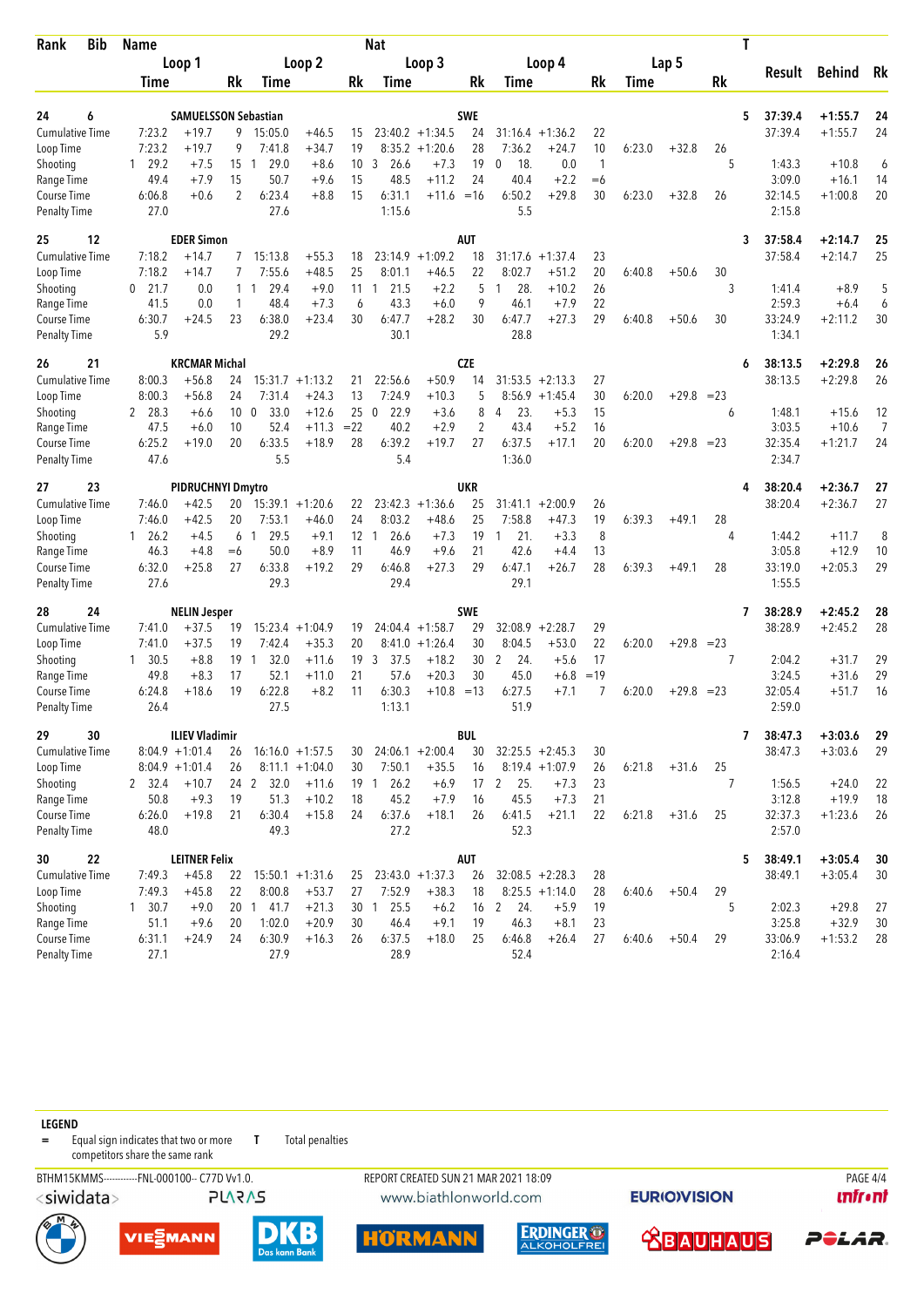| Rank | Bib | Name | | | | | | Nat | | | | | | | | T | Result | Behind | Rk |
|---|---|---|---|---|---|---|---|---|---|---|---|---|---|---|---|---|---|---|---|
| | | Loop 1 | | | Loop 2 | | | Loop 3 | | | Loop 4 | | | Lap 5 | | | | | |
| | | Time | | Rk | Time | | Rk | Time | | Rk | Time | | Rk | Time | | Rk | | | |
| 24 | 6 | SAMUELSSON Sebastian | | | | | | SWE | | | | | | | | 5 | 37:39.4 | +1:55.7 | 24 |
| Cumulative Time | | 7:23.2 | +19.7 | 9 | 15:05.0 | +46.5 | 15 | 23:40.2 | +1:34.5 | 24 | 31:16.4 | +1:36.2 | 22 | | | | 37:39.4 | +1:55.7 | 24 |
| Loop Time | | 7:23.2 | +19.7 | 9 | 7:41.8 | +34.7 | 19 | 8:35.2 | +1:20.6 | 28 | 7:36.2 | +24.7 | 10 | 6:23.0 | +32.8 | 26 | | | |
| Shooting | | 1 29.2 | +7.5 | 15 | 1 29.0 | +8.6 | 10 | 3 26.6 | +7.3 | 19 | 0 18. | 0.0 | 1 | | | 5 | 1:43.3 | +10.8 | 6 |
| Range Time | | 49.4 | +7.9 | 15 | 50.7 | +9.6 | 15 | 48.5 | +11.2 | 24 | 40.4 | +2.2 | =6 | | | | 3:09.0 | +16.1 | 14 |
| Course Time | | 6:06.8 | +0.6 | 2 | 6:23.4 | +8.8 | 15 | 6:31.1 | +11.6 | =16 | 6:50.2 | +29.8 | 30 | 6:23.0 | +32.8 | 26 | 32:14.5 | +1:00.8 | 20 |
| Penalty Time | | 27.0 | | | 27.6 | | | 1:15.6 | | | 5.5 | | | | | | 2:15.8 | | |
| 25 | 12 | EDER Simon | | | | | | AUT | | | | | | | | 3 | 37:58.4 | +2:14.7 | 25 |
| Cumulative Time | | 7:18.2 | +14.7 | 7 | 15:13.8 | +55.3 | 18 | 23:14.9 | +1:09.2 | 18 | 31:17.6 | +1:37.4 | 23 | | | | 37:58.4 | +2:14.7 | 25 |
| Loop Time | | 7:18.2 | +14.7 | 7 | 7:55.6 | +48.5 | 25 | 8:01.1 | +46.5 | 22 | 8:02.7 | +51.2 | 20 | 6:40.8 | +50.6 | 30 | | | |
| Shooting | | 0 21.7 | 0.0 | 1 | 1 29.4 | +9.0 | 11 | 1 21.5 | +2.2 | 5 | 1 28. | +10.2 | 26 | | | 3 | 1:41.4 | +8.9 | 5 |
| Range Time | | 41.5 | 0.0 | 1 | 48.4 | +7.3 | 6 | 43.3 | +6.0 | 9 | 46.1 | +7.9 | 22 | | | | 2:59.3 | +6.4 | 6 |
| Course Time | | 6:30.7 | +24.5 | 23 | 6:38.0 | +23.4 | 30 | 6:47.7 | +28.2 | 30 | 6:47.7 | +27.3 | 29 | 6:40.8 | +50.6 | 30 | 33:24.9 | +2:11.2 | 30 |
| Penalty Time | | 5.9 | | | 29.2 | | | 30.1 | | | 28.8 | | | | | | 1:34.1 | | |
| 26 | 21 | KRCMAR Michal | | | | | | CZE | | | | | | | | 6 | 38:13.5 | +2:29.8 | 26 |
| Cumulative Time | | 8:00.3 | +56.8 | 24 | 15:31.7 | +1:13.2 | 21 | 22:56.6 | +50.9 | 14 | 31:53.5 | +2:13.3 | 27 | | | | 38:13.5 | +2:29.8 | 26 |
| Loop Time | | 8:00.3 | +56.8 | 24 | 7:31.4 | +24.3 | 13 | 7:24.9 | +10.3 | 5 | 8:56.9 | +1:45.4 | 30 | 6:20.0 | +29.8 | =23 | | | |
| Shooting | | 2 28.3 | +6.6 | 10 | 0 33.0 | +12.6 | 25 | 0 22.9 | +3.6 | 8 | 4 23. | +5.3 | 15 | | | 6 | 1:48.1 | +15.6 | 12 |
| Range Time | | 47.5 | +6.0 | 10 | 52.4 | +11.3 | =22 | 40.2 | +2.9 | 2 | 43.4 | +5.2 | 16 | | | | 3:03.5 | +10.6 | 7 |
| Course Time | | 6:25.2 | +19.0 | 20 | 6:33.5 | +18.9 | 28 | 6:39.2 | +19.7 | 27 | 6:37.5 | +17.1 | 20 | 6:20.0 | +29.8 | =23 | 32:35.4 | +1:21.7 | 24 |
| Penalty Time | | 47.6 | | | 5.5 | | | 5.4 | | | 1:36.0 | | | | | | 2:34.7 | | |
| 27 | 23 | PIDRUCHNYI Dmytro | | | | | | UKR | | | | | | | | 4 | 38:20.4 | +2:36.7 | 27 |
| Cumulative Time | | 7:46.0 | +42.5 | 20 | 15:39.1 | +1:20.6 | 22 | 23:42.3 | +1:36.6 | 25 | 31:41.1 | +2:00.9 | 26 | | | | 38:20.4 | +2:36.7 | 27 |
| Loop Time | | 7:46.0 | +42.5 | 20 | 7:53.1 | +46.0 | 24 | 8:03.2 | +48.6 | 25 | 7:58.8 | +47.3 | 19 | 6:39.3 | +49.1 | 28 | | | |
| Shooting | | 1 26.2 | +4.5 | 6 | 1 29.5 | +9.1 | 12 | 1 26.6 | +7.3 | 19 | 1 21. | +3.3 | 8 | | | 4 | 1:44.2 | +11.7 | 8 |
| Range Time | | 46.3 | +4.8 | =6 | 50.0 | +8.9 | 11 | 46.9 | +9.6 | 21 | 42.6 | +4.4 | 13 | | | | 3:05.8 | +12.9 | 10 |
| Course Time | | 6:32.0 | +25.8 | 27 | 6:33.8 | +19.2 | 29 | 6:46.8 | +27.3 | 29 | 6:47.1 | +26.7 | 28 | 6:39.3 | +49.1 | 28 | 33:19.0 | +2:05.3 | 29 |
| Penalty Time | | 27.6 | | | 29.3 | | | 29.4 | | | 29.1 | | | | | | 1:55.5 | | |
| 28 | 24 | NELIN Jesper | | | | | | SWE | | | | | | | | 7 | 38:28.9 | +2:45.2 | 28 |
| Cumulative Time | | 7:41.0 | +37.5 | 19 | 15:23.4 | +1:04.9 | 19 | 24:04.4 | +1:58.7 | 29 | 32:08.9 | +2:28.7 | 29 | | | | 38:28.9 | +2:45.2 | 28 |
| Loop Time | | 7:41.0 | +37.5 | 19 | 7:42.4 | +35.3 | 20 | 8:41.0 | +1:26.4 | 30 | 8:04.5 | +53.0 | 22 | 6:20.0 | +29.8 | =23 | | | |
| Shooting | | 1 30.5 | +8.8 | 19 | 1 32.0 | +11.6 | 19 | 3 37.5 | +18.2 | 30 | 2 24. | +5.6 | 17 | | | 7 | 2:04.2 | +31.7 | 29 |
| Range Time | | 49.8 | +8.3 | 17 | 52.1 | +11.0 | 21 | 57.6 | +20.3 | 30 | 45.0 | +6.8 | =19 | | | | 3:24.5 | +31.6 | 29 |
| Course Time | | 6:24.8 | +18.6 | 19 | 6:22.8 | +8.2 | 11 | 6:30.3 | +10.8 | =13 | 6:27.5 | +7.1 | 7 | 6:20.0 | +29.8 | =23 | 32:05.4 | +51.7 | 16 |
| Penalty Time | | 26.4 | | | 27.5 | | | 1:13.1 | | | 51.9 | | | | | | 2:59.0 | | |
| 29 | 30 | ILIEV Vladimir | | | | | | BUL | | | | | | | | 7 | 38:47.3 | +3:03.6 | 29 |
| Cumulative Time | | 8:04.9 | +1:01.4 | 26 | 16:16.0 | +1:57.5 | 30 | 24:06.1 | +2:00.4 | 30 | 32:25.5 | +2:45.3 | 30 | | | | 38:47.3 | +3:03.6 | 29 |
| Loop Time | | 8:04.9 | +1:01.4 | 26 | 8:11.1 | +1:04.0 | 30 | 7:50.1 | +35.5 | 16 | 8:19.4 | +1:07.9 | 26 | 6:21.8 | +31.6 | 25 | | | |
| Shooting | | 2 32.4 | +10.7 | 24 | 2 32.0 | +11.6 | 19 | 1 26.2 | +6.9 | 17 | 2 25. | +7.3 | 23 | | | 7 | 1:56.5 | +24.0 | 22 |
| Range Time | | 50.8 | +9.3 | 19 | 51.3 | +10.2 | 18 | 45.2 | +7.9 | 16 | 45.5 | +7.3 | 21 | | | | 3:12.8 | +19.9 | 18 |
| Course Time | | 6:26.0 | +19.8 | 21 | 6:30.4 | +15.8 | 24 | 6:37.6 | +18.1 | 26 | 6:41.5 | +21.1 | 22 | 6:21.8 | +31.6 | 25 | 32:37.3 | +1:23.6 | 26 |
| Penalty Time | | 48.0 | | | 49.3 | | | 27.2 | | | 52.3 | | | | | | 2:57.0 | | |
| 30 | 22 | LEITNER Felix | | | | | | AUT | | | | | | | | 5 | 38:49.1 | +3:05.4 | 30 |
| Cumulative Time | | 7:49.3 | +45.8 | 22 | 15:50.1 | +1:31.6 | 25 | 23:43.0 | +1:37.3 | 26 | 32:08.5 | +2:28.3 | 28 | | | | 38:49.1 | +3:05.4 | 30 |
| Loop Time | | 7:49.3 | +45.8 | 22 | 8:00.8 | +53.7 | 27 | 7:52.9 | +38.3 | 18 | 8:25.5 | +1:14.0 | 28 | 6:40.6 | +50.4 | 29 | | | |
| Shooting | | 1 30.7 | +9.0 | 20 | 1 41.7 | +21.3 | 30 | 1 25.5 | +6.2 | 16 | 2 24. | +5.9 | 19 | | | 5 | 2:02.3 | +29.8 | 27 |
| Range Time | | 51.1 | +9.6 | 20 | 1:02.0 | +20.9 | 30 | 46.4 | +9.1 | 19 | 46.3 | +8.1 | 23 | | | | 3:25.8 | +32.9 | 30 |
| Course Time | | 6:31.1 | +24.9 | 24 | 6:30.9 | +16.3 | 26 | 6:37.5 | +18.0 | 25 | 6:46.8 | +26.4 | 27 | 6:40.6 | +50.4 | 29 | 33:06.9 | +1:53.2 | 28 |
| Penalty Time | | 27.1 | | | 27.9 | | | 28.9 | | | 52.4 | | | | | | 2:16.4 | | |

**LEGEND**

= Equal sign indicates that two or more competitors share the same rank

T Total penalties

BTHM15KMMS-----------FNL-000100-- C77D Vv1.0.

REPORT CREATED SUN 21 MAR 2021 18:09

www.biathlonworld.com